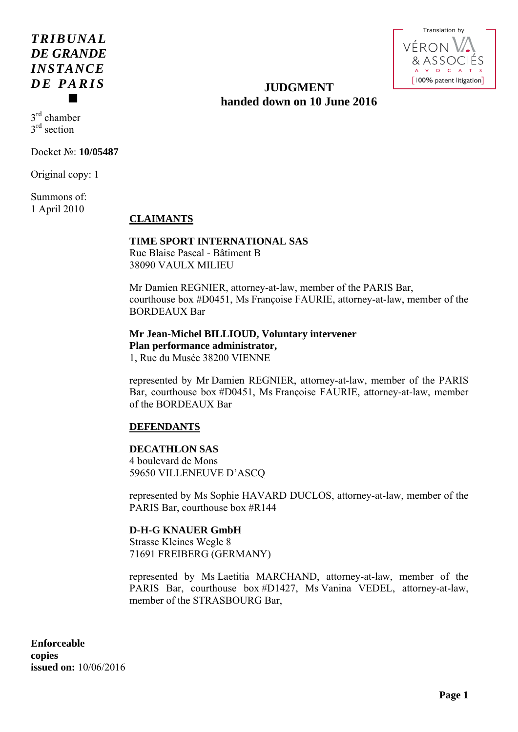***TRIBUNAL DE GRANDE INSTANCE DE PARIS***

Translation by VÉRON & ASSOCIÉS AVOCATS [100% patent litigation]

# JUDGMENT
## handed down on 10 June 2016

3rd chamber
3rd section

Docket №: **10/05487**

Original copy: 1

Summons of:
1 April 2010

**CLAIMANTS**

**TIME SPORT INTERNATIONAL SAS**
Rue Blaise Pascal - Bâtiment B
38090 VAULX MILIEU

Mr Damien REGNIER, attorney-at-law, member of the PARIS Bar, courthouse box #D0451, Ms Françoise FAURIE, attorney-at-law, member of the BORDEAUX Bar

**Mr Jean-Michel BILLIOUD, Voluntary intervener**
**Plan performance administrator,**
1, Rue du Musée 38200 VIENNE

represented by Mr Damien REGNIER, attorney-at-law, member of the PARIS Bar, courthouse box #D0451, Ms Françoise FAURIE, attorney-at-law, member of the BORDEAUX Bar

**DEFENDANTS**

**DECATHLON SAS**
4 boulevard de Mons
59650 VILLENEUVE D'ASCQ

represented by Ms Sophie HAVARD DUCLOS, attorney-at-law, member of the PARIS Bar, courthouse box #R144

**D-H-G KNAUER GmbH**
Strasse Kleines Wegle 8
71691 FREIBERG (GERMANY)

represented by Ms Laetitia MARCHAND, attorney-at-law, member of the PARIS Bar, courthouse box #D1427, Ms Vanina VEDEL, attorney-at-law, member of the STRASBOURG Bar,

**Enforceable copies issued on:** 10/06/2016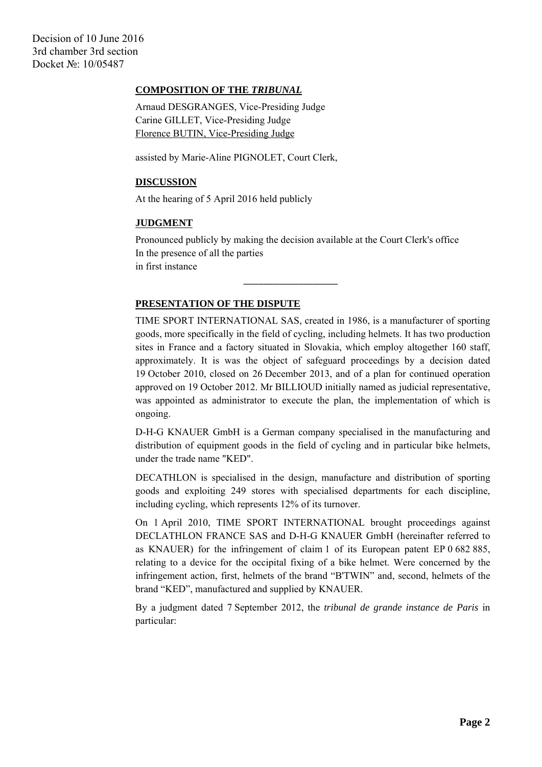Decision of 10 June 2016
3rd chamber 3rd section
Docket №: 10/05487

**COMPOSITION OF THE *TRIBUNAL***

Arnaud DESGRANGES, Vice-Presiding Judge
Carine GILLET, Vice-Presiding Judge
Florence BUTIN, Vice-Presiding Judge

assisted by Marie-Aline PIGNOLET, Court Clerk,

**DISCUSSION**

At the hearing of 5 April 2016 held publicly

**JUDGMENT**

Pronounced publicly by making the decision available at the Court Clerk's office
In the presence of all the parties
in first instance

---

**PRESENTATION OF THE DISPUTE**

TIME SPORT INTERNATIONAL SAS, created in 1986, is a manufacturer of sporting goods, more specifically in the field of cycling, including helmets. It has two production sites in France and a factory situated in Slovakia, which employ altogether 160 staff, approximately. It is was the object of safeguard proceedings by a decision dated 19 October 2010, closed on 26 December 2013, and of a plan for continued operation approved on 19 October 2012. Mr BILLIOUD initially named as judicial representative, was appointed as administrator to execute the plan, the implementation of which is ongoing.

D-H-G KNAUER GmbH is a German company specialised in the manufacturing and distribution of equipment goods in the field of cycling and in particular bike helmets, under the trade name "KED".

DECATHLON is specialised in the design, manufacture and distribution of sporting goods and exploiting 249 stores with specialised departments for each discipline, including cycling, which represents 12% of its turnover.

On 1 April 2010, TIME SPORT INTERNATIONAL brought proceedings against DECLATHLON FRANCE SAS and D-H-G KNAUER GmbH (hereinafter referred to as KNAUER) for the infringement of claim 1 of its European patent EP 0 682 885, relating to a device for the occipital fixing of a bike helmet. Were concerned by the infringement action, first, helmets of the brand "B'TWIN" and, second, helmets of the brand "KED", manufactured and supplied by KNAUER.

By a judgment dated 7 September 2012, the *tribunal de grande instance de Paris* in particular: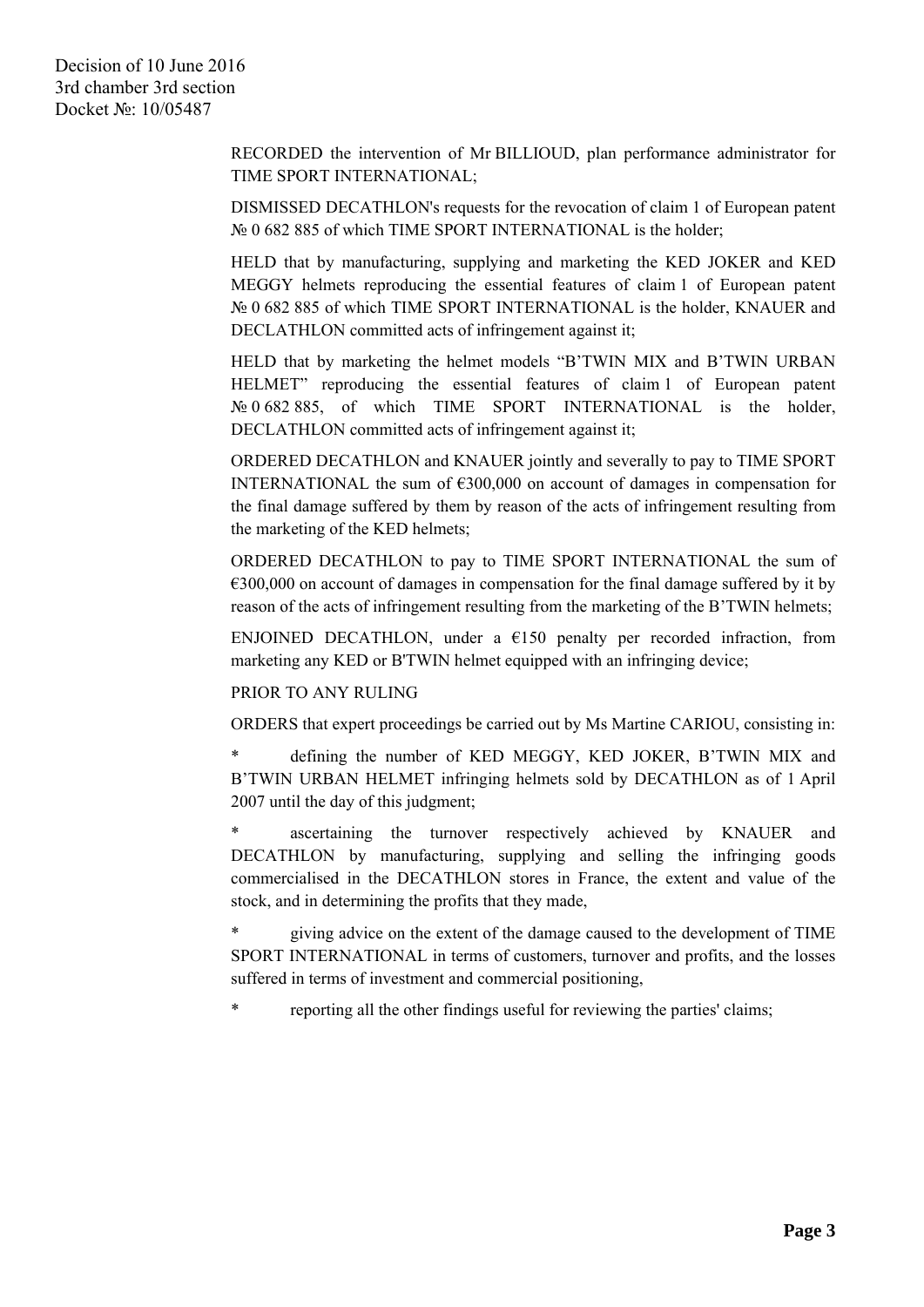RECORDED the intervention of Mr BILLIOUD, plan performance administrator for TIME SPORT INTERNATIONAL;

DISMISSED DECATHLON's requests for the revocation of claim 1 of European patent № 0 682 885 of which TIME SPORT INTERNATIONAL is the holder;

HELD that by manufacturing, supplying and marketing the KED JOKER and KED MEGGY helmets reproducing the essential features of claim 1 of European patent № 0 682 885 of which TIME SPORT INTERNATIONAL is the holder, KNAUER and DECLATHLON committed acts of infringement against it;

HELD that by marketing the helmet models "B'TWIN MIX and B'TWIN URBAN HELMET" reproducing the essential features of claim 1 of European patent № 0 682 885, of which TIME SPORT INTERNATIONAL is the holder, DECLATHLON committed acts of infringement against it;

ORDERED DECATHLON and KNAUER jointly and severally to pay to TIME SPORT INTERNATIONAL the sum of €300,000 on account of damages in compensation for the final damage suffered by them by reason of the acts of infringement resulting from the marketing of the KED helmets;

ORDERED DECATHLON to pay to TIME SPORT INTERNATIONAL the sum of €300,000 on account of damages in compensation for the final damage suffered by it by reason of the acts of infringement resulting from the marketing of the B'TWIN helmets;

ENJOINED DECATHLON, under a €150 penalty per recorded infraction, from marketing any KED or B'TWIN helmet equipped with an infringing device;

PRIOR TO ANY RULING

ORDERS that expert proceedings be carried out by Ms Martine CARIOU, consisting in:

* defining the number of KED MEGGY, KED JOKER, B'TWIN MIX and B'TWIN URBAN HELMET infringing helmets sold by DECATHLON as of 1 April 2007 until the day of this judgment;

* ascertaining the turnover respectively achieved by KNAUER and DECATHLON by manufacturing, supplying and selling the infringing goods commercialised in the DECATHLON stores in France, the extent and value of the stock, and in determining the profits that they made,

* giving advice on the extent of the damage caused to the development of TIME SPORT INTERNATIONAL in terms of customers, turnover and profits, and the losses suffered in terms of investment and commercial positioning,

* reporting all the other findings useful for reviewing the parties' claims;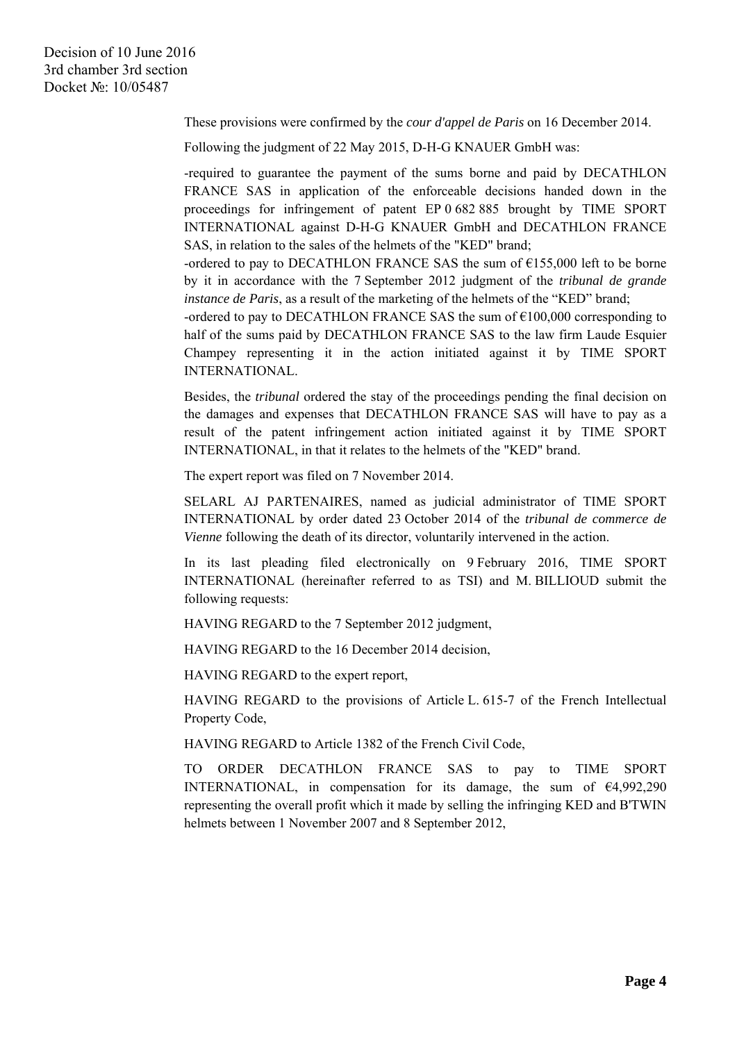These provisions were confirmed by the *cour d'appel de Paris* on 16 December 2014.

Following the judgment of 22 May 2015, D-H-G KNAUER GmbH was:

-required to guarantee the payment of the sums borne and paid by DECATHLON FRANCE SAS in application of the enforceable decisions handed down in the proceedings for infringement of patent EP 0 682 885 brought by TIME SPORT INTERNATIONAL against D-H-G KNAUER GmbH and DECATHLON FRANCE SAS, in relation to the sales of the helmets of the "KED" brand;

-ordered to pay to DECATHLON FRANCE SAS the sum of €155,000 left to be borne by it in accordance with the 7 September 2012 judgment of the *tribunal de grande instance de Paris*, as a result of the marketing of the helmets of the "KED" brand;

-ordered to pay to DECATHLON FRANCE SAS the sum of €100,000 corresponding to half of the sums paid by DECATHLON FRANCE SAS to the law firm Laude Esquier Champey representing it in the action initiated against it by TIME SPORT INTERNATIONAL.

Besides, the *tribunal* ordered the stay of the proceedings pending the final decision on the damages and expenses that DECATHLON FRANCE SAS will have to pay as a result of the patent infringement action initiated against it by TIME SPORT INTERNATIONAL, in that it relates to the helmets of the "KED" brand.

The expert report was filed on 7 November 2014.

SELARL AJ PARTENAIRES, named as judicial administrator of TIME SPORT INTERNATIONAL by order dated 23 October 2014 of the *tribunal de commerce de Vienne* following the death of its director, voluntarily intervened in the action.

In its last pleading filed electronically on 9 February 2016, TIME SPORT INTERNATIONAL (hereinafter referred to as TSI) and M. BILLIOUD submit the following requests:

HAVING REGARD to the 7 September 2012 judgment,

HAVING REGARD to the 16 December 2014 decision,

HAVING REGARD to the expert report,

HAVING REGARD to the provisions of Article L. 615-7 of the French Intellectual Property Code,

HAVING REGARD to Article 1382 of the French Civil Code,

TO ORDER DECATHLON FRANCE SAS to pay to TIME SPORT INTERNATIONAL, in compensation for its damage, the sum of €4,992,290 representing the overall profit which it made by selling the infringing KED and B'TWIN helmets between 1 November 2007 and 8 September 2012,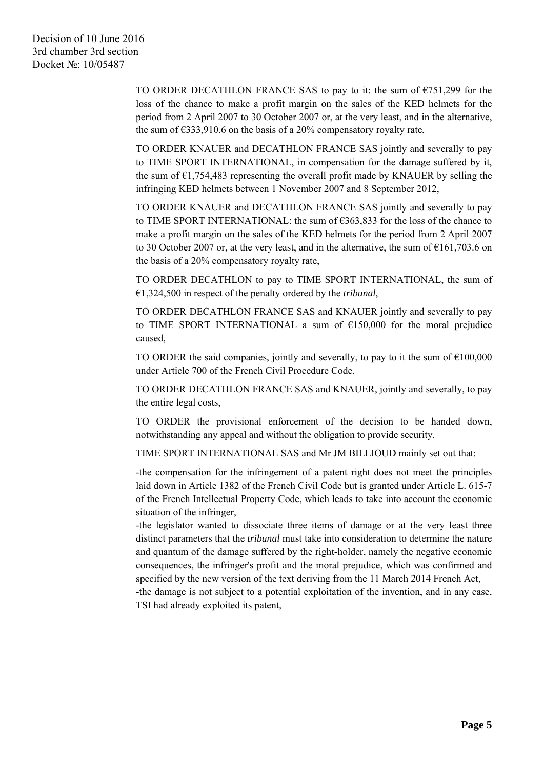TO ORDER DECATHLON FRANCE SAS to pay to it: the sum of €751,299 for the loss of the chance to make a profit margin on the sales of the KED helmets for the period from 2 April 2007 to 30 October 2007 or, at the very least, and in the alternative, the sum of €333,910.6 on the basis of a 20% compensatory royalty rate,

TO ORDER KNAUER and DECATHLON FRANCE SAS jointly and severally to pay to TIME SPORT INTERNATIONAL, in compensation for the damage suffered by it, the sum of €1,754,483 representing the overall profit made by KNAUER by selling the infringing KED helmets between 1 November 2007 and 8 September 2012,

TO ORDER KNAUER and DECATHLON FRANCE SAS jointly and severally to pay to TIME SPORT INTERNATIONAL: the sum of €363,833 for the loss of the chance to make a profit margin on the sales of the KED helmets for the period from 2 April 2007 to 30 October 2007 or, at the very least, and in the alternative, the sum of €161,703.6 on the basis of a 20% compensatory royalty rate,

TO ORDER DECATHLON to pay to TIME SPORT INTERNATIONAL, the sum of €1,324,500 in respect of the penalty ordered by the *tribunal*,

TO ORDER DECATHLON FRANCE SAS and KNAUER jointly and severally to pay to TIME SPORT INTERNATIONAL a sum of €150,000 for the moral prejudice caused,

TO ORDER the said companies, jointly and severally, to pay to it the sum of €100,000 under Article 700 of the French Civil Procedure Code.

TO ORDER DECATHLON FRANCE SAS and KNAUER, jointly and severally, to pay the entire legal costs,

TO ORDER the provisional enforcement of the decision to be handed down, notwithstanding any appeal and without the obligation to provide security.

TIME SPORT INTERNATIONAL SAS and Mr JM BILLIOUD mainly set out that:

-the compensation for the infringement of a patent right does not meet the principles laid down in Article 1382 of the French Civil Code but is granted under Article L. 615-7 of the French Intellectual Property Code, which leads to take into account the economic situation of the infringer,

-the legislator wanted to dissociate three items of damage or at the very least three distinct parameters that the *tribunal* must take into consideration to determine the nature and quantum of the damage suffered by the right-holder, namely the negative economic consequences, the infringer's profit and the moral prejudice, which was confirmed and specified by the new version of the text deriving from the 11 March 2014 French Act,

-the damage is not subject to a potential exploitation of the invention, and in any case, TSI had already exploited its patent,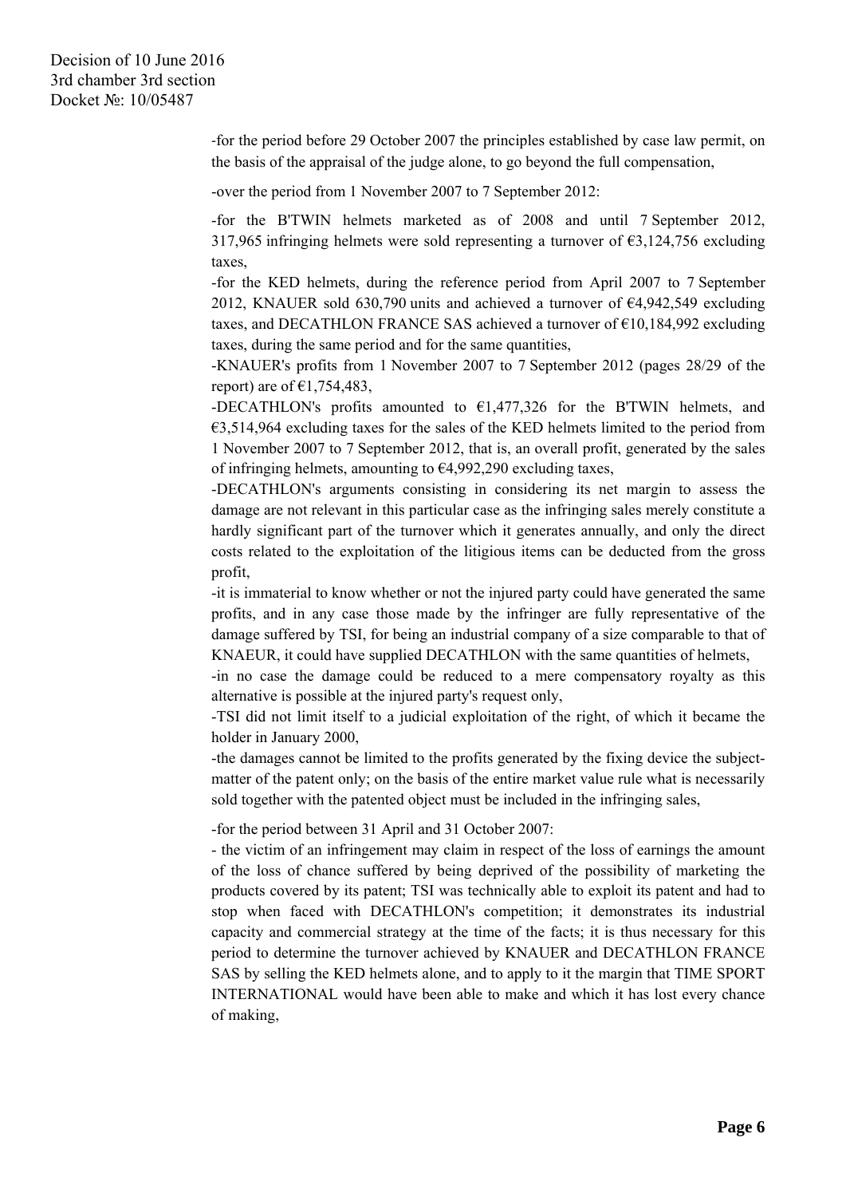-for the period before 29 October 2007 the principles established by case law permit, on the basis of the appraisal of the judge alone, to go beyond the full compensation,

-over the period from 1 November 2007 to 7 September 2012:

-for the B'TWIN helmets marketed as of 2008 and until 7 September 2012, 317,965 infringing helmets were sold representing a turnover of €3,124,756 excluding taxes,

-for the KED helmets, during the reference period from April 2007 to 7 September 2012, KNAUER sold 630,790 units and achieved a turnover of €4,942,549 excluding taxes, and DECATHLON FRANCE SAS achieved a turnover of €10,184,992 excluding taxes, during the same period and for the same quantities,

-KNAUER's profits from 1 November 2007 to 7 September 2012 (pages 28/29 of the report) are of €1,754,483,

-DECATHLON's profits amounted to €1,477,326 for the B'TWIN helmets, and €3,514,964 excluding taxes for the sales of the KED helmets limited to the period from 1 November 2007 to 7 September 2012, that is, an overall profit, generated by the sales of infringing helmets, amounting to €4,992,290 excluding taxes,

-DECATHLON's arguments consisting in considering its net margin to assess the damage are not relevant in this particular case as the infringing sales merely constitute a hardly significant part of the turnover which it generates annually, and only the direct costs related to the exploitation of the litigious items can be deducted from the gross profit,

-it is immaterial to know whether or not the injured party could have generated the same profits, and in any case those made by the infringer are fully representative of the damage suffered by TSI, for being an industrial company of a size comparable to that of KNAEUR, it could have supplied DECATHLON with the same quantities of helmets,

-in no case the damage could be reduced to a mere compensatory royalty as this alternative is possible at the injured party's request only,

-TSI did not limit itself to a judicial exploitation of the right, of which it became the holder in January 2000,

-the damages cannot be limited to the profits generated by the fixing device the subject-matter of the patent only; on the basis of the entire market value rule what is necessarily sold together with the patented object must be included in the infringing sales,

-for the period between 31 April and 31 October 2007:

- the victim of an infringement may claim in respect of the loss of earnings the amount of the loss of chance suffered by being deprived of the possibility of marketing the products covered by its patent; TSI was technically able to exploit its patent and had to stop when faced with DECATHLON's competition; it demonstrates its industrial capacity and commercial strategy at the time of the facts; it is thus necessary for this period to determine the turnover achieved by KNAUER and DECATHLON FRANCE SAS by selling the KED helmets alone, and to apply to it the margin that TIME SPORT INTERNATIONAL would have been able to make and which it has lost every chance of making,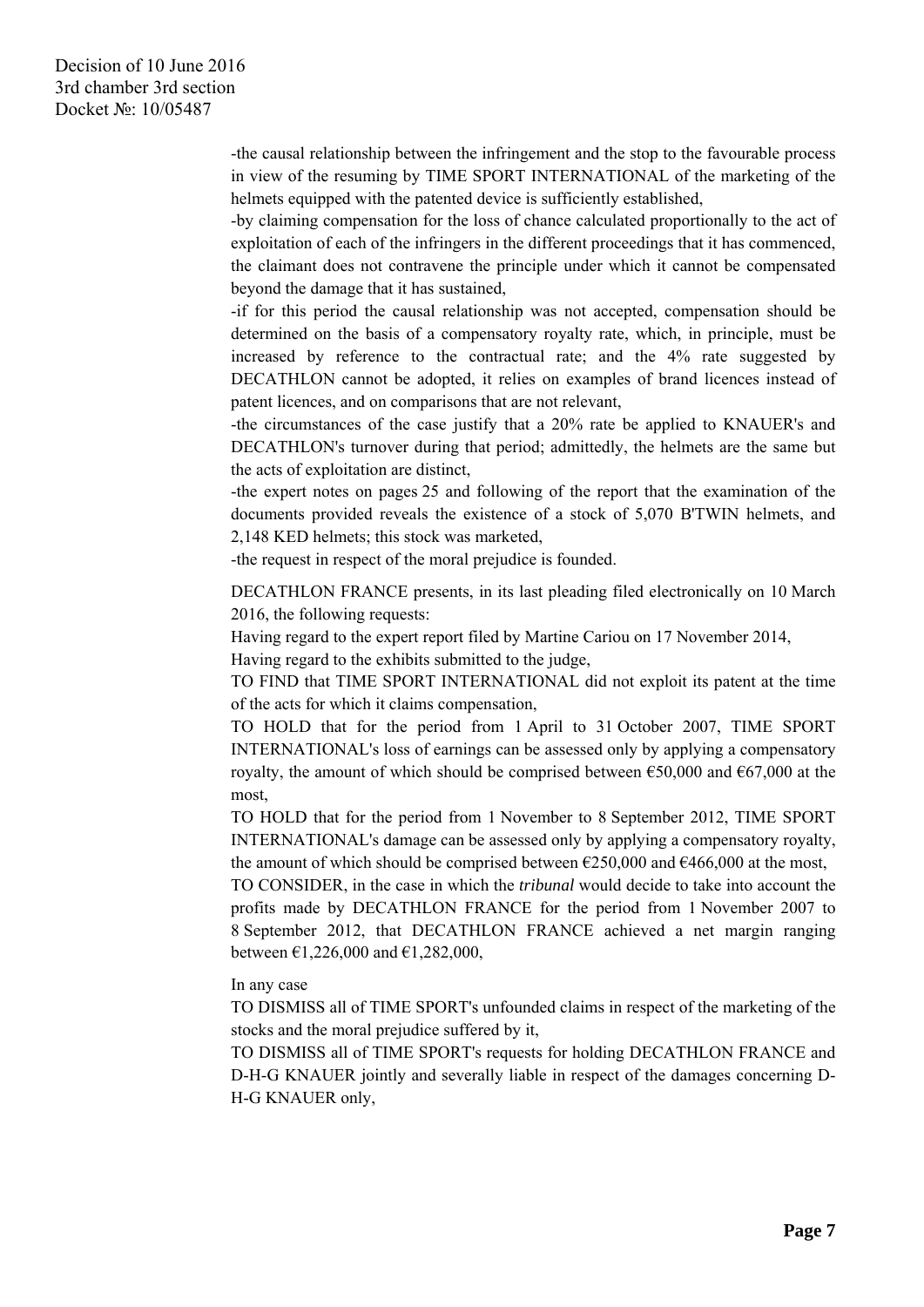-the causal relationship between the infringement and the stop to the favourable process in view of the resuming by TIME SPORT INTERNATIONAL of the marketing of the helmets equipped with the patented device is sufficiently established,

-by claiming compensation for the loss of chance calculated proportionally to the act of exploitation of each of the infringers in the different proceedings that it has commenced, the claimant does not contravene the principle under which it cannot be compensated beyond the damage that it has sustained,

-if for this period the causal relationship was not accepted, compensation should be determined on the basis of a compensatory royalty rate, which, in principle, must be increased by reference to the contractual rate; and the 4% rate suggested by DECATHLON cannot be adopted, it relies on examples of brand licences instead of patent licences, and on comparisons that are not relevant,

-the circumstances of the case justify that a 20% rate be applied to KNAUER's and DECATHLON's turnover during that period; admittedly, the helmets are the same but the acts of exploitation are distinct,

-the expert notes on pages 25 and following of the report that the examination of the documents provided reveals the existence of a stock of 5,070 B'TWIN helmets, and 2,148 KED helmets; this stock was marketed,

-the request in respect of the moral prejudice is founded.

DECATHLON FRANCE presents, in its last pleading filed electronically on 10 March 2016, the following requests:

Having regard to the expert report filed by Martine Cariou on 17 November 2014,

Having regard to the exhibits submitted to the judge,

TO FIND that TIME SPORT INTERNATIONAL did not exploit its patent at the time of the acts for which it claims compensation,

TO HOLD that for the period from 1 April to 31 October 2007, TIME SPORT INTERNATIONAL's loss of earnings can be assessed only by applying a compensatory royalty, the amount of which should be comprised between €50,000 and €67,000 at the most,

TO HOLD that for the period from 1 November to 8 September 2012, TIME SPORT INTERNATIONAL's damage can be assessed only by applying a compensatory royalty, the amount of which should be comprised between €250,000 and €466,000 at the most,

TO CONSIDER, in the case in which the *tribunal* would decide to take into account the profits made by DECATHLON FRANCE for the period from 1 November 2007 to 8 September 2012, that DECATHLON FRANCE achieved a net margin ranging between €1,226,000 and €1,282,000,

In any case

TO DISMISS all of TIME SPORT's unfounded claims in respect of the marketing of the stocks and the moral prejudice suffered by it,

TO DISMISS all of TIME SPORT's requests for holding DECATHLON FRANCE and D-H-G KNAUER jointly and severally liable in respect of the damages concerning D-H-G KNAUER only,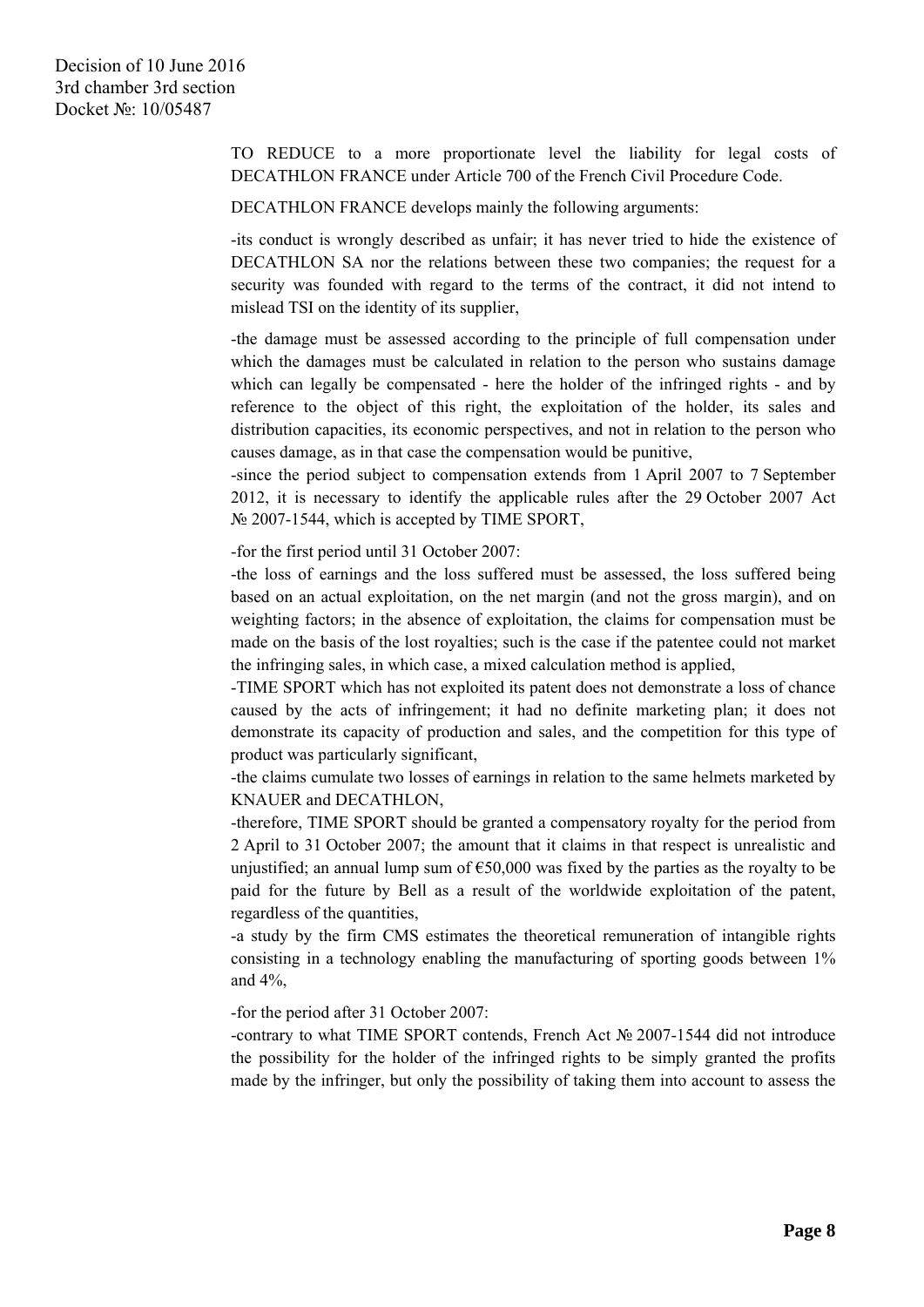TO REDUCE to a more proportionate level the liability for legal costs of DECATHLON FRANCE under Article 700 of the French Civil Procedure Code.

DECATHLON FRANCE develops mainly the following arguments:

-its conduct is wrongly described as unfair; it has never tried to hide the existence of DECATHLON SA nor the relations between these two companies; the request for a security was founded with regard to the terms of the contract, it did not intend to mislead TSI on the identity of its supplier,

-the damage must be assessed according to the principle of full compensation under which the damages must be calculated in relation to the person who sustains damage which can legally be compensated - here the holder of the infringed rights - and by reference to the object of this right, the exploitation of the holder, its sales and distribution capacities, its economic perspectives, and not in relation to the person who causes damage, as in that case the compensation would be punitive,

-since the period subject to compensation extends from 1 April 2007 to 7 September 2012, it is necessary to identify the applicable rules after the 29 October 2007 Act № 2007-1544, which is accepted by TIME SPORT,

-for the first period until 31 October 2007:

-the loss of earnings and the loss suffered must be assessed, the loss suffered being based on an actual exploitation, on the net margin (and not the gross margin), and on weighting factors; in the absence of exploitation, the claims for compensation must be made on the basis of the lost royalties; such is the case if the patentee could not market the infringing sales, in which case, a mixed calculation method is applied,

-TIME SPORT which has not exploited its patent does not demonstrate a loss of chance caused by the acts of infringement; it had no definite marketing plan; it does not demonstrate its capacity of production and sales, and the competition for this type of product was particularly significant,

-the claims cumulate two losses of earnings in relation to the same helmets marketed by KNAUER and DECATHLON,

-therefore, TIME SPORT should be granted a compensatory royalty for the period from 2 April to 31 October 2007; the amount that it claims in that respect is unrealistic and unjustified; an annual lump sum of €50,000 was fixed by the parties as the royalty to be paid for the future by Bell as a result of the worldwide exploitation of the patent, regardless of the quantities,

-a study by the firm CMS estimates the theoretical remuneration of intangible rights consisting in a technology enabling the manufacturing of sporting goods between 1% and 4%,

-for the period after 31 October 2007:

-contrary to what TIME SPORT contends, French Act № 2007-1544 did not introduce the possibility for the holder of the infringed rights to be simply granted the profits made by the infringer, but only the possibility of taking them into account to assess the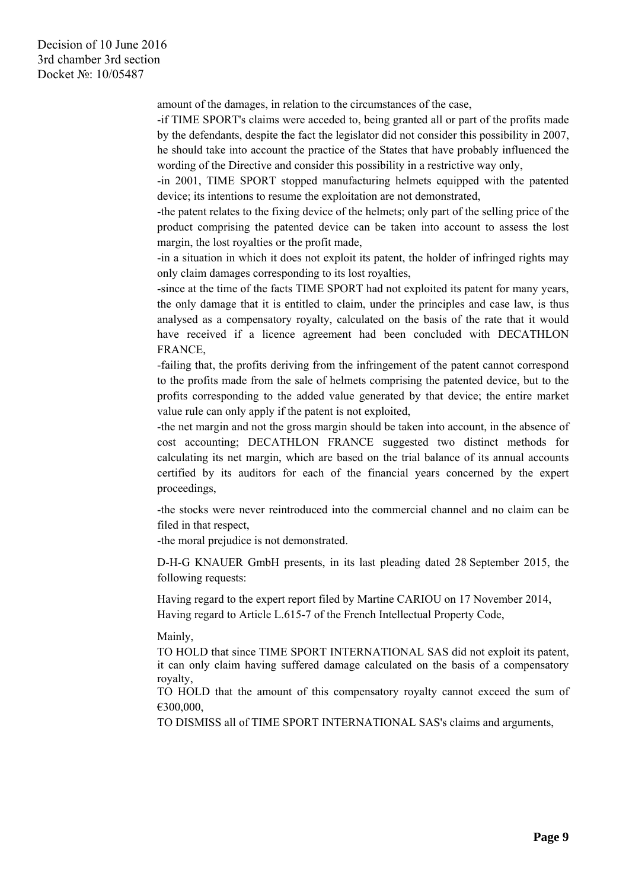amount of the damages, in relation to the circumstances of the case,

-if TIME SPORT's claims were acceded to, being granted all or part of the profits made by the defendants, despite the fact the legislator did not consider this possibility in 2007, he should take into account the practice of the States that have probably influenced the wording of the Directive and consider this possibility in a restrictive way only,

-in 2001, TIME SPORT stopped manufacturing helmets equipped with the patented device; its intentions to resume the exploitation are not demonstrated,

-the patent relates to the fixing device of the helmets; only part of the selling price of the product comprising the patented device can be taken into account to assess the lost margin, the lost royalties or the profit made,

-in a situation in which it does not exploit its patent, the holder of infringed rights may only claim damages corresponding to its lost royalties,

-since at the time of the facts TIME SPORT had not exploited its patent for many years, the only damage that it is entitled to claim, under the principles and case law, is thus analysed as a compensatory royalty, calculated on the basis of the rate that it would have received if a licence agreement had been concluded with DECATHLON FRANCE,

-failing that, the profits deriving from the infringement of the patent cannot correspond to the profits made from the sale of helmets comprising the patented device, but to the profits corresponding to the added value generated by that device; the entire market value rule can only apply if the patent is not exploited,

-the net margin and not the gross margin should be taken into account, in the absence of cost accounting; DECATHLON FRANCE suggested two distinct methods for calculating its net margin, which are based on the trial balance of its annual accounts certified by its auditors for each of the financial years concerned by the expert proceedings,

-the stocks were never reintroduced into the commercial channel and no claim can be filed in that respect,

-the moral prejudice is not demonstrated.

D-H-G KNAUER GmbH presents, in its last pleading dated 28 September 2015, the following requests:

Having regard to the expert report filed by Martine CARIOU on 17 November 2014,
Having regard to Article L.615-7 of the French Intellectual Property Code,

Mainly,

TO HOLD that since TIME SPORT INTERNATIONAL SAS did not exploit its patent, it can only claim having suffered damage calculated on the basis of a compensatory royalty,

TO HOLD that the amount of this compensatory royalty cannot exceed the sum of €300,000,

TO DISMISS all of TIME SPORT INTERNATIONAL SAS's claims and arguments,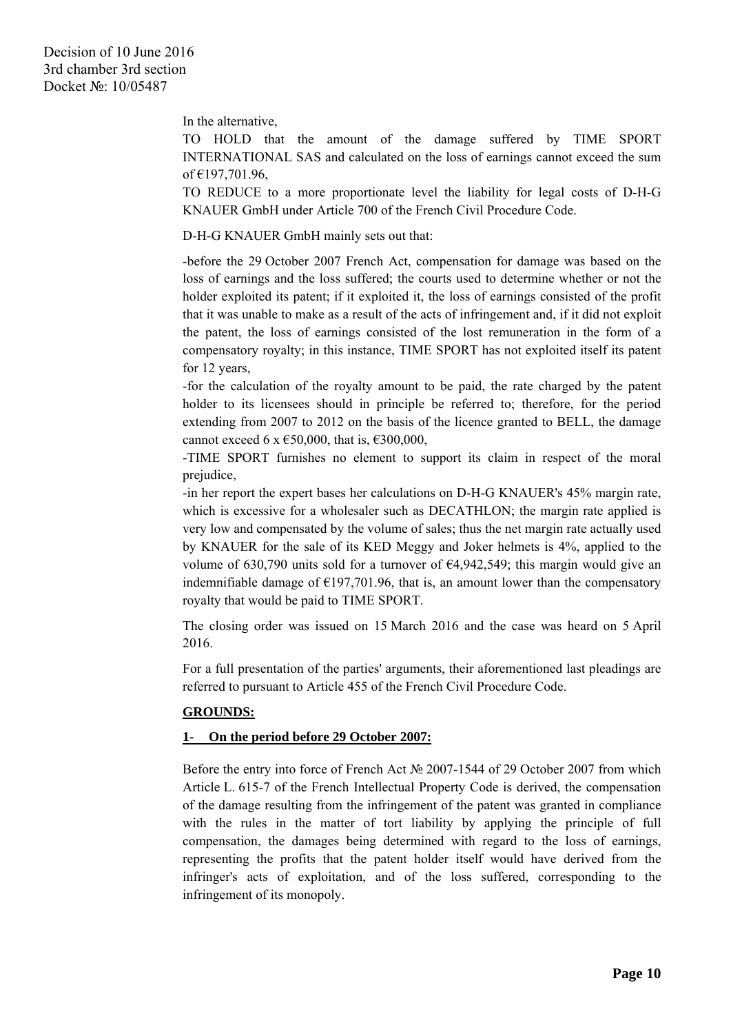In the alternative,

TO HOLD that the amount of the damage suffered by TIME SPORT INTERNATIONAL SAS and calculated on the loss of earnings cannot exceed the sum of €197,701.96,

TO REDUCE to a more proportionate level the liability for legal costs of D-H-G KNAUER GmbH under Article 700 of the French Civil Procedure Code.

D-H-G KNAUER GmbH mainly sets out that:

-before the 29 October 2007 French Act, compensation for damage was based on the loss of earnings and the loss suffered; the courts used to determine whether or not the holder exploited its patent; if it exploited it, the loss of earnings consisted of the profit that it was unable to make as a result of the acts of infringement and, if it did not exploit the patent, the loss of earnings consisted of the lost remuneration in the form of a compensatory royalty; in this instance, TIME SPORT has not exploited itself its patent for 12 years,

-for the calculation of the royalty amount to be paid, the rate charged by the patent holder to its licensees should in principle be referred to; therefore, for the period extending from 2007 to 2012 on the basis of the licence granted to BELL, the damage cannot exceed 6 x €50,000, that is, €300,000,

-TIME SPORT furnishes no element to support its claim in respect of the moral prejudice,

-in her report the expert bases her calculations on D-H-G KNAUER's 45% margin rate, which is excessive for a wholesaler such as DECATHLON; the margin rate applied is very low and compensated by the volume of sales; thus the net margin rate actually used by KNAUER for the sale of its KED Meggy and Joker helmets is 4%, applied to the volume of 630,790 units sold for a turnover of €4,942,549; this margin would give an indemnifiable damage of €197,701.96, that is, an amount lower than the compensatory royalty that would be paid to TIME SPORT.

The closing order was issued on 15 March 2016 and the case was heard on 5 April 2016.

For a full presentation of the parties' arguments, their aforementioned last pleadings are referred to pursuant to Article 455 of the French Civil Procedure Code.

## GROUNDS:

### 1- On the period before 29 October 2007:

Before the entry into force of French Act № 2007-1544 of 29 October 2007 from which Article L. 615-7 of the French Intellectual Property Code is derived, the compensation of the damage resulting from the infringement of the patent was granted in compliance with the rules in the matter of tort liability by applying the principle of full compensation, the damages being determined with regard to the loss of earnings, representing the profits that the patent holder itself would have derived from the infringer's acts of exploitation, and of the loss suffered, corresponding to the infringement of its monopoly.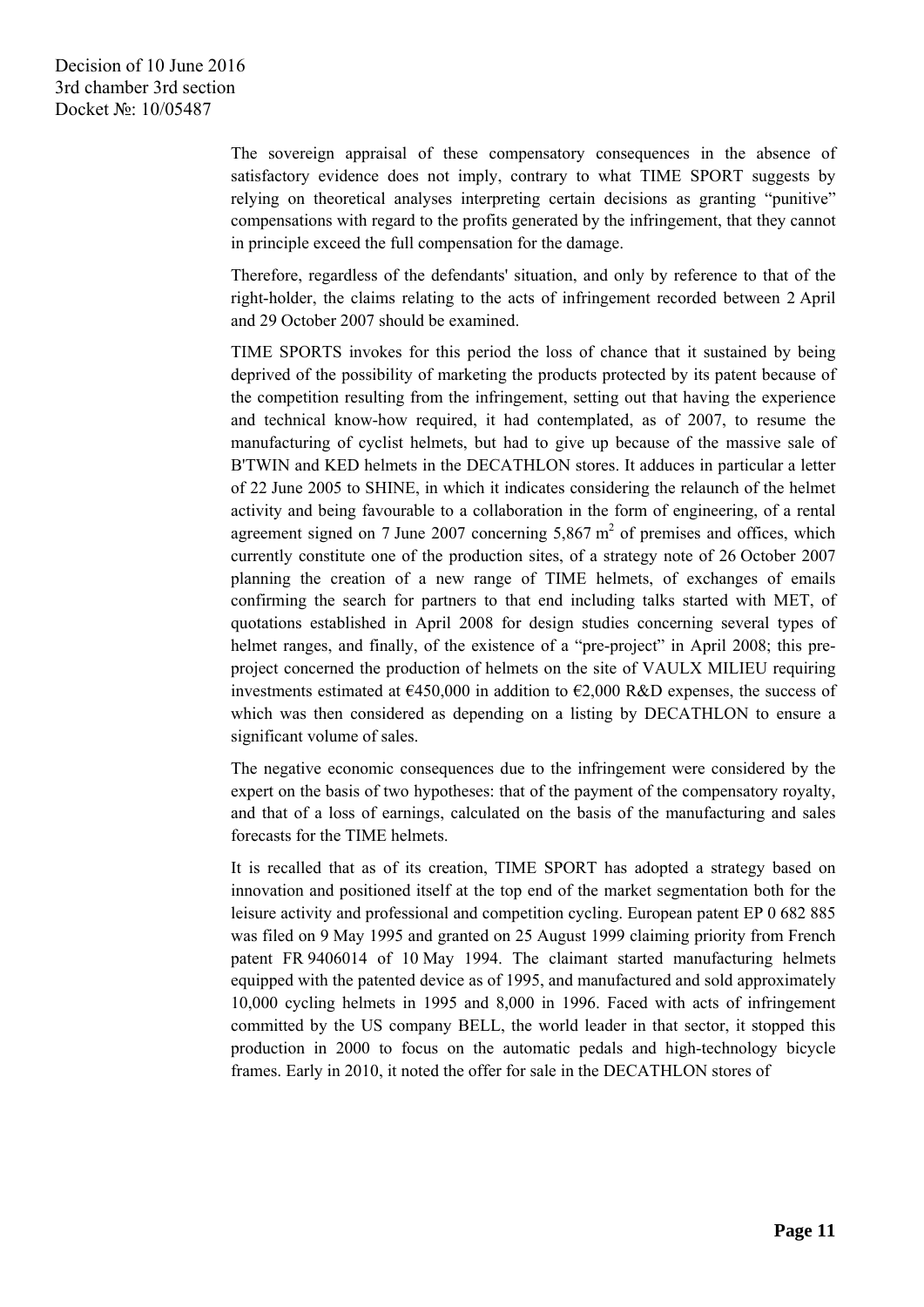The sovereign appraisal of these compensatory consequences in the absence of satisfactory evidence does not imply, contrary to what TIME SPORT suggests by relying on theoretical analyses interpreting certain decisions as granting "punitive" compensations with regard to the profits generated by the infringement, that they cannot in principle exceed the full compensation for the damage.

Therefore, regardless of the defendants' situation, and only by reference to that of the right-holder, the claims relating to the acts of infringement recorded between 2 April and 29 October 2007 should be examined.

TIME SPORTS invokes for this period the loss of chance that it sustained by being deprived of the possibility of marketing the products protected by its patent because of the competition resulting from the infringement, setting out that having the experience and technical know-how required, it had contemplated, as of 2007, to resume the manufacturing of cyclist helmets, but had to give up because of the massive sale of B'TWIN and KED helmets in the DECATHLON stores. It adduces in particular a letter of 22 June 2005 to SHINE, in which it indicates considering the relaunch of the helmet activity and being favourable to a collaboration in the form of engineering, of a rental agreement signed on 7 June 2007 concerning 5,867 m$^2$ of premises and offices, which currently constitute one of the production sites, of a strategy note of 26 October 2007 planning the creation of a new range of TIME helmets, of exchanges of emails confirming the search for partners to that end including talks started with MET, of quotations established in April 2008 for design studies concerning several types of helmet ranges, and finally, of the existence of a "pre-project" in April 2008; this pre-project concerned the production of helmets on the site of VAULX MILIEU requiring investments estimated at €450,000 in addition to €2,000 R&D expenses, the success of which was then considered as depending on a listing by DECATHLON to ensure a significant volume of sales.

The negative economic consequences due to the infringement were considered by the expert on the basis of two hypotheses: that of the payment of the compensatory royalty, and that of a loss of earnings, calculated on the basis of the manufacturing and sales forecasts for the TIME helmets.

It is recalled that as of its creation, TIME SPORT has adopted a strategy based on innovation and positioned itself at the top end of the market segmentation both for the leisure activity and professional and competition cycling. European patent EP 0 682 885 was filed on 9 May 1995 and granted on 25 August 1999 claiming priority from French patent FR 9406014 of 10 May 1994. The claimant started manufacturing helmets equipped with the patented device as of 1995, and manufactured and sold approximately 10,000 cycling helmets in 1995 and 8,000 in 1996. Faced with acts of infringement committed by the US company BELL, the world leader in that sector, it stopped this production in 2000 to focus on the automatic pedals and high-technology bicycle frames. Early in 2010, it noted the offer for sale in the DECATHLON stores of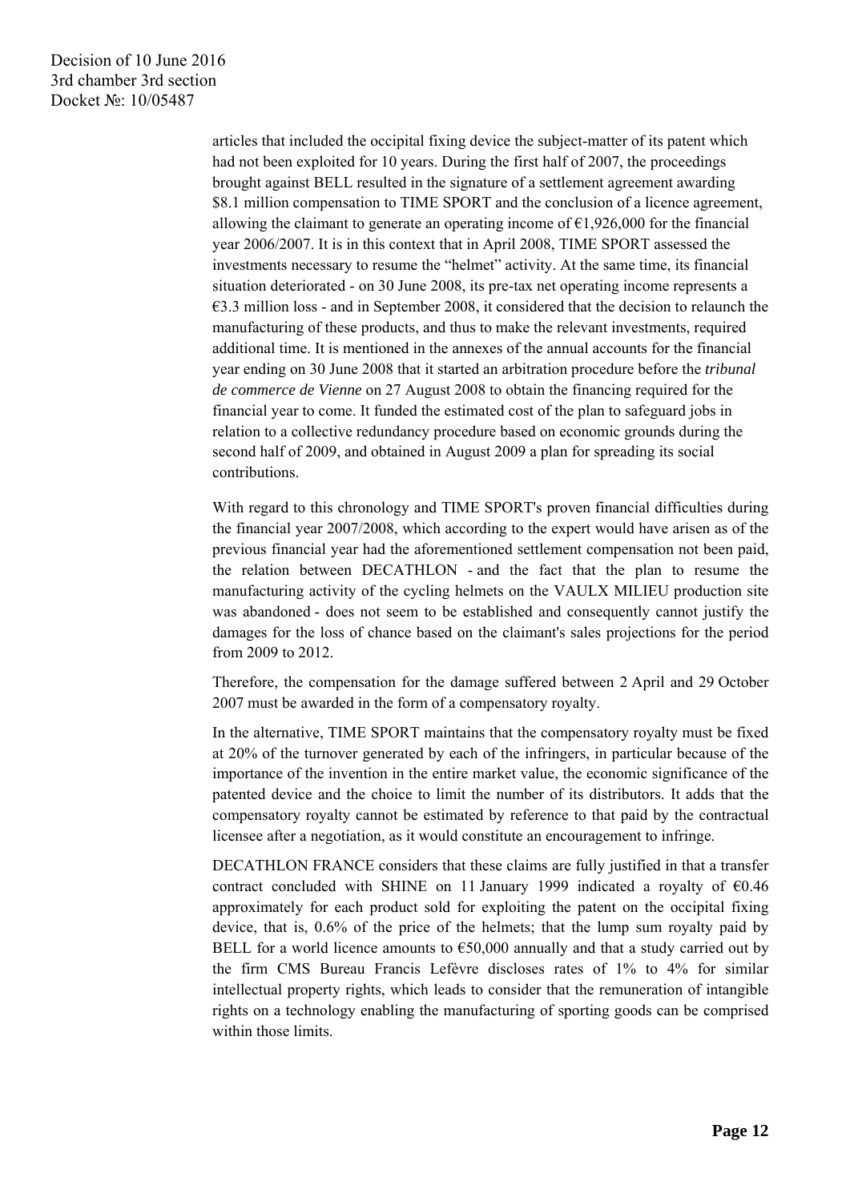articles that included the occipital fixing device the subject-matter of its patent which had not been exploited for 10 years. During the first half of 2007, the proceedings brought against BELL resulted in the signature of a settlement agreement awarding $8.1 million compensation to TIME SPORT and the conclusion of a licence agreement, allowing the claimant to generate an operating income of €1,926,000 for the financial year 2006/2007. It is in this context that in April 2008, TIME SPORT assessed the investments necessary to resume the "helmet" activity. At the same time, its financial situation deteriorated - on 30 June 2008, its pre-tax net operating income represents a €3.3 million loss - and in September 2008, it considered that the decision to relaunch the manufacturing of these products, and thus to make the relevant investments, required additional time. It is mentioned in the annexes of the annual accounts for the financial year ending on 30 June 2008 that it started an arbitration procedure before the *tribunal de commerce de Vienne* on 27 August 2008 to obtain the financing required for the financial year to come. It funded the estimated cost of the plan to safeguard jobs in relation to a collective redundancy procedure based on economic grounds during the second half of 2009, and obtained in August 2009 a plan for spreading its social contributions.

With regard to this chronology and TIME SPORT's proven financial difficulties during the financial year 2007/2008, which according to the expert would have arisen as of the previous financial year had the aforementioned settlement compensation not been paid, the relation between DECATHLON - and the fact that the plan to resume the manufacturing activity of the cycling helmets on the VAULX MILIEU production site was abandoned - does not seem to be established and consequently cannot justify the damages for the loss of chance based on the claimant's sales projections for the period from 2009 to 2012.

Therefore, the compensation for the damage suffered between 2 April and 29 October 2007 must be awarded in the form of a compensatory royalty.

In the alternative, TIME SPORT maintains that the compensatory royalty must be fixed at 20% of the turnover generated by each of the infringers, in particular because of the importance of the invention in the entire market value, the economic significance of the patented device and the choice to limit the number of its distributors. It adds that the compensatory royalty cannot be estimated by reference to that paid by the contractual licensee after a negotiation, as it would constitute an encouragement to infringe.

DECATHLON FRANCE considers that these claims are fully justified in that a transfer contract concluded with SHINE on 11 January 1999 indicated a royalty of €0.46 approximately for each product sold for exploiting the patent on the occipital fixing device, that is, 0.6% of the price of the helmets; that the lump sum royalty paid by BELL for a world licence amounts to €50,000 annually and that a study carried out by the firm CMS Bureau Francis Lefèvre discloses rates of 1% to 4% for similar intellectual property rights, which leads to consider that the remuneration of intangible rights on a technology enabling the manufacturing of sporting goods can be comprised within those limits.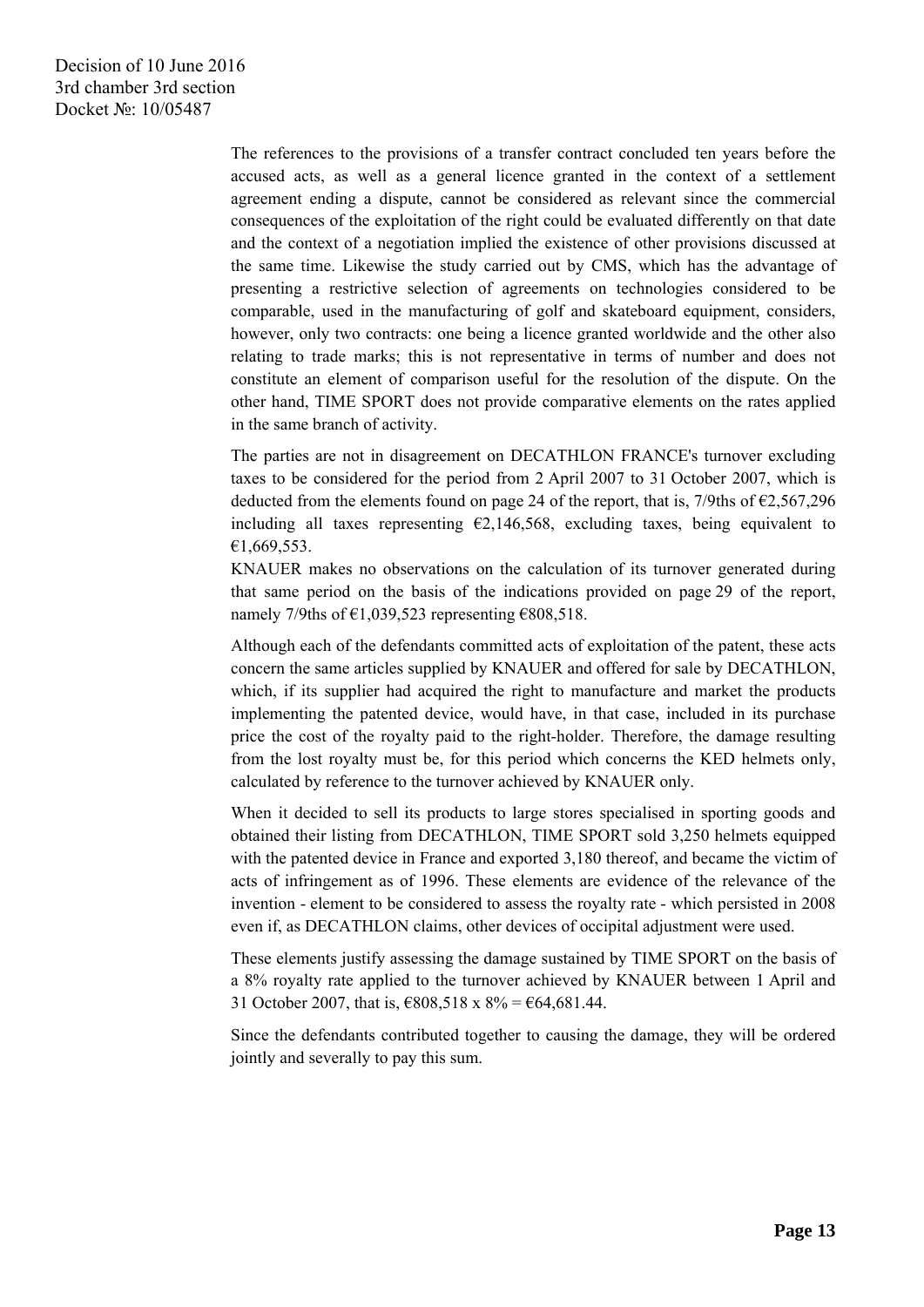The references to the provisions of a transfer contract concluded ten years before the accused acts, as well as a general licence granted in the context of a settlement agreement ending a dispute, cannot be considered as relevant since the commercial consequences of the exploitation of the right could be evaluated differently on that date and the context of a negotiation implied the existence of other provisions discussed at the same time. Likewise the study carried out by CMS, which has the advantage of presenting a restrictive selection of agreements on technologies considered to be comparable, used in the manufacturing of golf and skateboard equipment, considers, however, only two contracts: one being a licence granted worldwide and the other also relating to trade marks; this is not representative in terms of number and does not constitute an element of comparison useful for the resolution of the dispute. On the other hand, TIME SPORT does not provide comparative elements on the rates applied in the same branch of activity.

The parties are not in disagreement on DECATHLON FRANCE's turnover excluding taxes to be considered for the period from 2 April 2007 to 31 October 2007, which is deducted from the elements found on page 24 of the report, that is, 7/9ths of €2,567,296 including all taxes representing €2,146,568, excluding taxes, being equivalent to €1,669,553.

KNAUER makes no observations on the calculation of its turnover generated during that same period on the basis of the indications provided on page 29 of the report, namely 7/9ths of €1,039,523 representing €808,518.

Although each of the defendants committed acts of exploitation of the patent, these acts concern the same articles supplied by KNAUER and offered for sale by DECATHLON, which, if its supplier had acquired the right to manufacture and market the products implementing the patented device, would have, in that case, included in its purchase price the cost of the royalty paid to the right-holder. Therefore, the damage resulting from the lost royalty must be, for this period which concerns the KED helmets only, calculated by reference to the turnover achieved by KNAUER only.

When it decided to sell its products to large stores specialised in sporting goods and obtained their listing from DECATHLON, TIME SPORT sold 3,250 helmets equipped with the patented device in France and exported 3,180 thereof, and became the victim of acts of infringement as of 1996. These elements are evidence of the relevance of the invention - element to be considered to assess the royalty rate - which persisted in 2008 even if, as DECATHLON claims, other devices of occipital adjustment were used.

These elements justify assessing the damage sustained by TIME SPORT on the basis of a 8% royalty rate applied to the turnover achieved by KNAUER between 1 April and 31 October 2007, that is, €808,518 x 8% = €64,681.44.

Since the defendants contributed together to causing the damage, they will be ordered jointly and severally to pay this sum.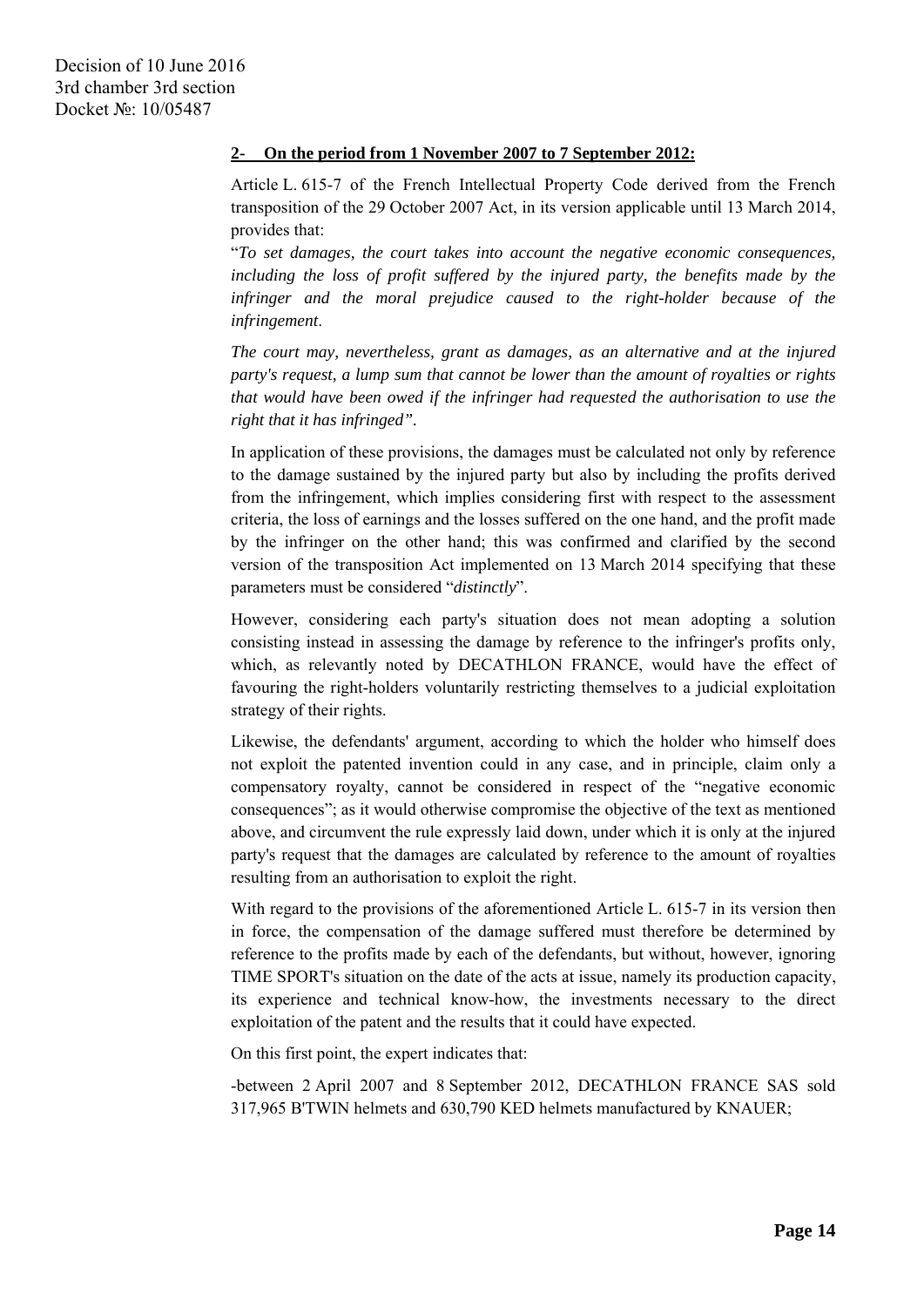**2- On the period from 1 November 2007 to 7 September 2012:**

Article L. 615-7 of the French Intellectual Property Code derived from the French transposition of the 29 October 2007 Act, in its version applicable until 13 March 2014, provides that:

"*To set damages, the court takes into account the negative economic consequences, including the loss of profit suffered by the injured party, the benefits made by the infringer and the moral prejudice caused to the right-holder because of the infringement*.

*The court may, nevertheless, grant as damages, as an alternative and at the injured party's request, a lump sum that cannot be lower than the amount of royalties or rights that would have been owed if the infringer had requested the authorisation to use the right that it has infringed"*.

In application of these provisions, the damages must be calculated not only by reference to the damage sustained by the injured party but also by including the profits derived from the infringement, which implies considering first with respect to the assessment criteria, the loss of earnings and the losses suffered on the one hand, and the profit made by the infringer on the other hand; this was confirmed and clarified by the second version of the transposition Act implemented on 13 March 2014 specifying that these parameters must be considered "*distinctly*".

However, considering each party's situation does not mean adopting a solution consisting instead in assessing the damage by reference to the infringer's profits only, which, as relevantly noted by DECATHLON FRANCE, would have the effect of favouring the right-holders voluntarily restricting themselves to a judicial exploitation strategy of their rights.

Likewise, the defendants' argument, according to which the holder who himself does not exploit the patented invention could in any case, and in principle, claim only a compensatory royalty, cannot be considered in respect of the "negative economic consequences"; as it would otherwise compromise the objective of the text as mentioned above, and circumvent the rule expressly laid down, under which it is only at the injured party's request that the damages are calculated by reference to the amount of royalties resulting from an authorisation to exploit the right.

With regard to the provisions of the aforementioned Article L. 615-7 in its version then in force, the compensation of the damage suffered must therefore be determined by reference to the profits made by each of the defendants, but without, however, ignoring TIME SPORT's situation on the date of the acts at issue, namely its production capacity, its experience and technical know-how, the investments necessary to the direct exploitation of the patent and the results that it could have expected.

On this first point, the expert indicates that:

-between 2 April 2007 and 8 September 2012, DECATHLON FRANCE SAS sold 317,965 B'TWIN helmets and 630,790 KED helmets manufactured by KNAUER;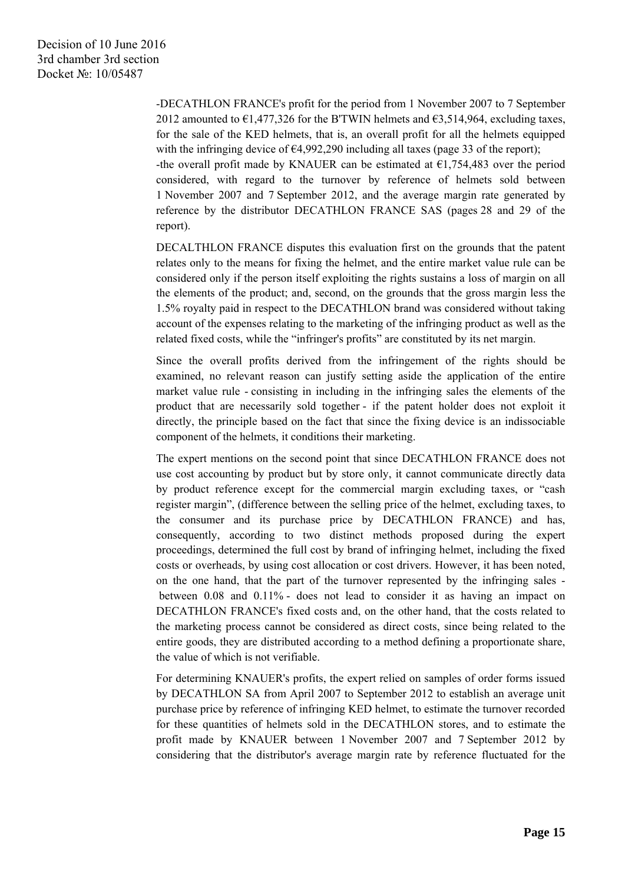-DECATHLON FRANCE's profit for the period from 1 November 2007 to 7 September 2012 amounted to €1,477,326 for the B'TWIN helmets and €3,514,964, excluding taxes, for the sale of the KED helmets, that is, an overall profit for all the helmets equipped with the infringing device of €4,992,290 including all taxes (page 33 of the report);

-the overall profit made by KNAUER can be estimated at €1,754,483 over the period considered, with regard to the turnover by reference of helmets sold between 1 November 2007 and 7 September 2012, and the average margin rate generated by reference by the distributor DECATHLON FRANCE SAS (pages 28 and 29 of the report).

DECALTHLON FRANCE disputes this evaluation first on the grounds that the patent relates only to the means for fixing the helmet, and the entire market value rule can be considered only if the person itself exploiting the rights sustains a loss of margin on all the elements of the product; and, second, on the grounds that the gross margin less the 1.5% royalty paid in respect to the DECATHLON brand was considered without taking account of the expenses relating to the marketing of the infringing product as well as the related fixed costs, while the "infringer's profits" are constituted by its net margin.

Since the overall profits derived from the infringement of the rights should be examined, no relevant reason can justify setting aside the application of the entire market value rule - consisting in including in the infringing sales the elements of the product that are necessarily sold together - if the patent holder does not exploit it directly, the principle based on the fact that since the fixing device is an indissociable component of the helmets, it conditions their marketing.

The expert mentions on the second point that since DECATHLON FRANCE does not use cost accounting by product but by store only, it cannot communicate directly data by product reference except for the commercial margin excluding taxes, or "cash register margin", (difference between the selling price of the helmet, excluding taxes, to the consumer and its purchase price by DECATHLON FRANCE) and has, consequently, according to two distinct methods proposed during the expert proceedings, determined the full cost by brand of infringing helmet, including the fixed costs or overheads, by using cost allocation or cost drivers. However, it has been noted, on the one hand, that the part of the turnover represented by the infringing sales - between 0.08 and 0.11% - does not lead to consider it as having an impact on DECATHLON FRANCE's fixed costs and, on the other hand, that the costs related to the marketing process cannot be considered as direct costs, since being related to the entire goods, they are distributed according to a method defining a proportionate share, the value of which is not verifiable.

For determining KNAUER's profits, the expert relied on samples of order forms issued by DECATHLON SA from April 2007 to September 2012 to establish an average unit purchase price by reference of infringing KED helmet, to estimate the turnover recorded for these quantities of helmets sold in the DECATHLON stores, and to estimate the profit made by KNAUER between 1 November 2007 and 7 September 2012 by considering that the distributor's average margin rate by reference fluctuated for the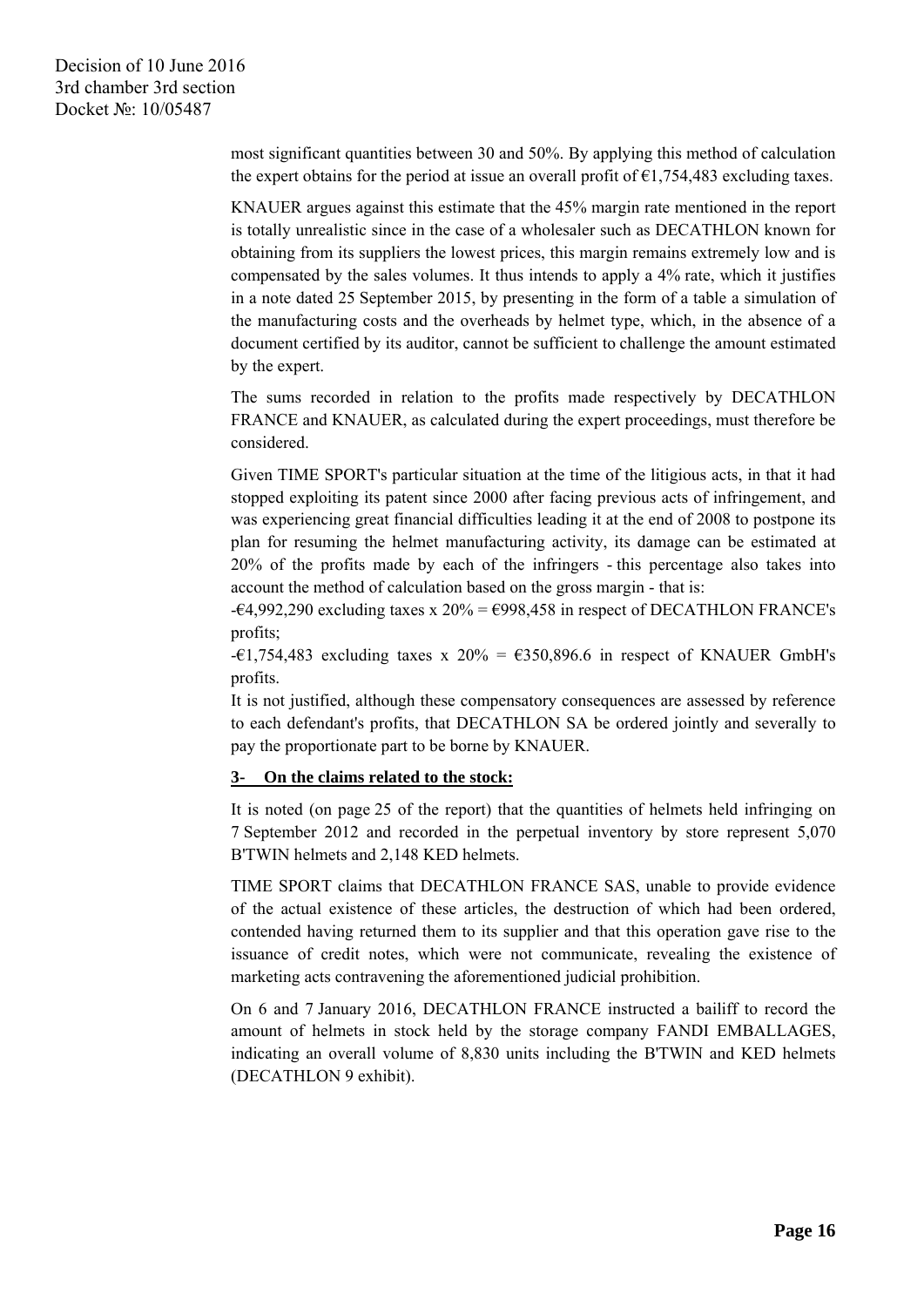most significant quantities between 30 and 50%. By applying this method of calculation the expert obtains for the period at issue an overall profit of €1,754,483 excluding taxes.

KNAUER argues against this estimate that the 45% margin rate mentioned in the report is totally unrealistic since in the case of a wholesaler such as DECATHLON known for obtaining from its suppliers the lowest prices, this margin remains extremely low and is compensated by the sales volumes. It thus intends to apply a 4% rate, which it justifies in a note dated 25 September 2015, by presenting in the form of a table a simulation of the manufacturing costs and the overheads by helmet type, which, in the absence of a document certified by its auditor, cannot be sufficient to challenge the amount estimated by the expert.

The sums recorded in relation to the profits made respectively by DECATHLON FRANCE and KNAUER, as calculated during the expert proceedings, must therefore be considered.

Given TIME SPORT's particular situation at the time of the litigious acts, in that it had stopped exploiting its patent since 2000 after facing previous acts of infringement, and was experiencing great financial difficulties leading it at the end of 2008 to postpone its plan for resuming the helmet manufacturing activity, its damage can be estimated at 20% of the profits made by each of the infringers - this percentage also takes into account the method of calculation based on the gross margin - that is:

-€4,992,290 excluding taxes x 20% = €998,458 in respect of DECATHLON FRANCE's profits;

-€1,754,483 excluding taxes x 20% = €350,896.6 in respect of KNAUER GmbH's profits.

It is not justified, although these compensatory consequences are assessed by reference to each defendant's profits, that DECATHLON SA be ordered jointly and severally to pay the proportionate part to be borne by KNAUER.

**3- On the claims related to the stock:**

It is noted (on page 25 of the report) that the quantities of helmets held infringing on 7 September 2012 and recorded in the perpetual inventory by store represent 5,070 B'TWIN helmets and 2,148 KED helmets.

TIME SPORT claims that DECATHLON FRANCE SAS, unable to provide evidence of the actual existence of these articles, the destruction of which had been ordered, contended having returned them to its supplier and that this operation gave rise to the issuance of credit notes, which were not communicate, revealing the existence of marketing acts contravening the aforementioned judicial prohibition.

On 6 and 7 January 2016, DECATHLON FRANCE instructed a bailiff to record the amount of helmets in stock held by the storage company FANDI EMBALLAGES, indicating an overall volume of 8,830 units including the B'TWIN and KED helmets (DECATHLON 9 exhibit).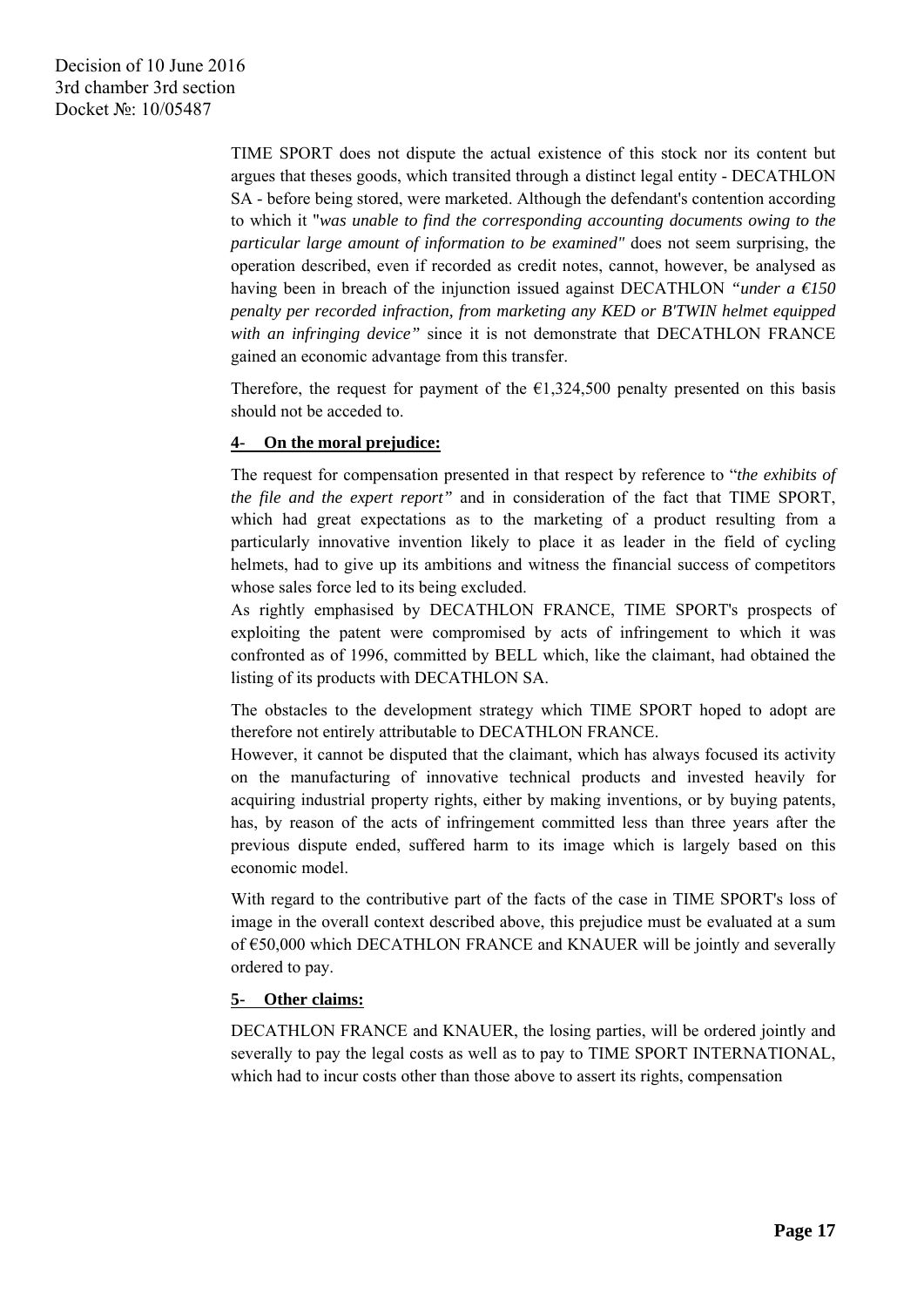TIME SPORT does not dispute the actual existence of this stock nor its content but argues that theses goods, which transited through a distinct legal entity - DECATHLON SA - before being stored, were marketed. Although the defendant's contention according to which it "*was unable to find the corresponding accounting documents owing to the particular large amount of information to be examined"* does not seem surprising, the operation described, even if recorded as credit notes, cannot, however, be analysed as having been in breach of the injunction issued against DECATHLON *"under a €150 penalty per recorded infraction, from marketing any KED or B'TWIN helmet equipped with an infringing device"* since it is not demonstrate that DECATHLON FRANCE gained an economic advantage from this transfer.

Therefore, the request for payment of the €1,324,500 penalty presented on this basis should not be acceded to.

**4- On the moral prejudice:**

The request for compensation presented in that respect by reference to "*the exhibits of the file and the expert report"* and in consideration of the fact that TIME SPORT, which had great expectations as to the marketing of a product resulting from a particularly innovative invention likely to place it as leader in the field of cycling helmets, had to give up its ambitions and witness the financial success of competitors whose sales force led to its being excluded.
As rightly emphasised by DECATHLON FRANCE, TIME SPORT's prospects of exploiting the patent were compromised by acts of infringement to which it was confronted as of 1996, committed by BELL which, like the claimant, had obtained the listing of its products with DECATHLON SA.

The obstacles to the development strategy which TIME SPORT hoped to adopt are therefore not entirely attributable to DECATHLON FRANCE.
However, it cannot be disputed that the claimant, which has always focused its activity on the manufacturing of innovative technical products and invested heavily for acquiring industrial property rights, either by making inventions, or by buying patents, has, by reason of the acts of infringement committed less than three years after the previous dispute ended, suffered harm to its image which is largely based on this economic model.

With regard to the contributive part of the facts of the case in TIME SPORT's loss of image in the overall context described above, this prejudice must be evaluated at a sum of €50,000 which DECATHLON FRANCE and KNAUER will be jointly and severally ordered to pay.

**5- Other claims:**

DECATHLON FRANCE and KNAUER, the losing parties, will be ordered jointly and severally to pay the legal costs as well as to pay to TIME SPORT INTERNATIONAL, which had to incur costs other than those above to assert its rights, compensation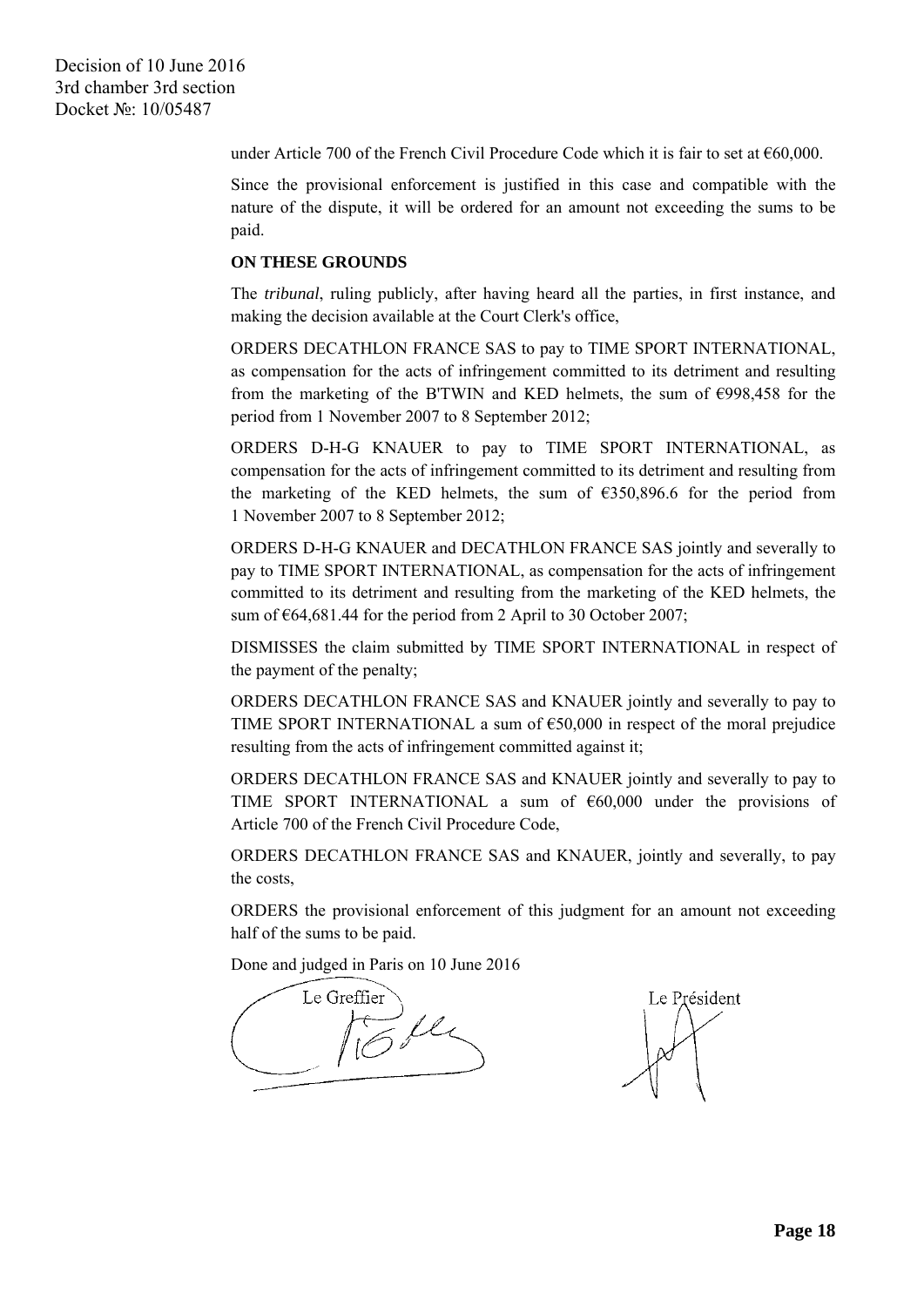under Article 700 of the French Civil Procedure Code which it is fair to set at €60,000.

Since the provisional enforcement is justified in this case and compatible with the nature of the dispute, it will be ordered for an amount not exceeding the sums to be paid.

**ON THESE GROUNDS**

The *tribunal*, ruling publicly, after having heard all the parties, in first instance, and making the decision available at the Court Clerk's office,

ORDERS DECATHLON FRANCE SAS to pay to TIME SPORT INTERNATIONAL, as compensation for the acts of infringement committed to its detriment and resulting from the marketing of the B'TWIN and KED helmets, the sum of €998,458 for the period from 1 November 2007 to 8 September 2012;

ORDERS D-H-G KNAUER to pay to TIME SPORT INTERNATIONAL, as compensation for the acts of infringement committed to its detriment and resulting from the marketing of the KED helmets, the sum of €350,896.6 for the period from 1 November 2007 to 8 September 2012;

ORDERS D-H-G KNAUER and DECATHLON FRANCE SAS jointly and severally to pay to TIME SPORT INTERNATIONAL, as compensation for the acts of infringement committed to its detriment and resulting from the marketing of the KED helmets, the sum of €64,681.44 for the period from 2 April to 30 October 2007;

DISMISSES the claim submitted by TIME SPORT INTERNATIONAL in respect of the payment of the penalty;

ORDERS DECATHLON FRANCE SAS and KNAUER jointly and severally to pay to TIME SPORT INTERNATIONAL a sum of €50,000 in respect of the moral prejudice resulting from the acts of infringement committed against it;

ORDERS DECATHLON FRANCE SAS and KNAUER jointly and severally to pay to TIME SPORT INTERNATIONAL a sum of €60,000 under the provisions of Article 700 of the French Civil Procedure Code,

ORDERS DECATHLON FRANCE SAS and KNAUER, jointly and severally, to pay the costs,

ORDERS the provisional enforcement of this judgment for an amount not exceeding half of the sums to be paid.

Done and judged in Paris on 10 June 2016

Le Greffier

Le Président